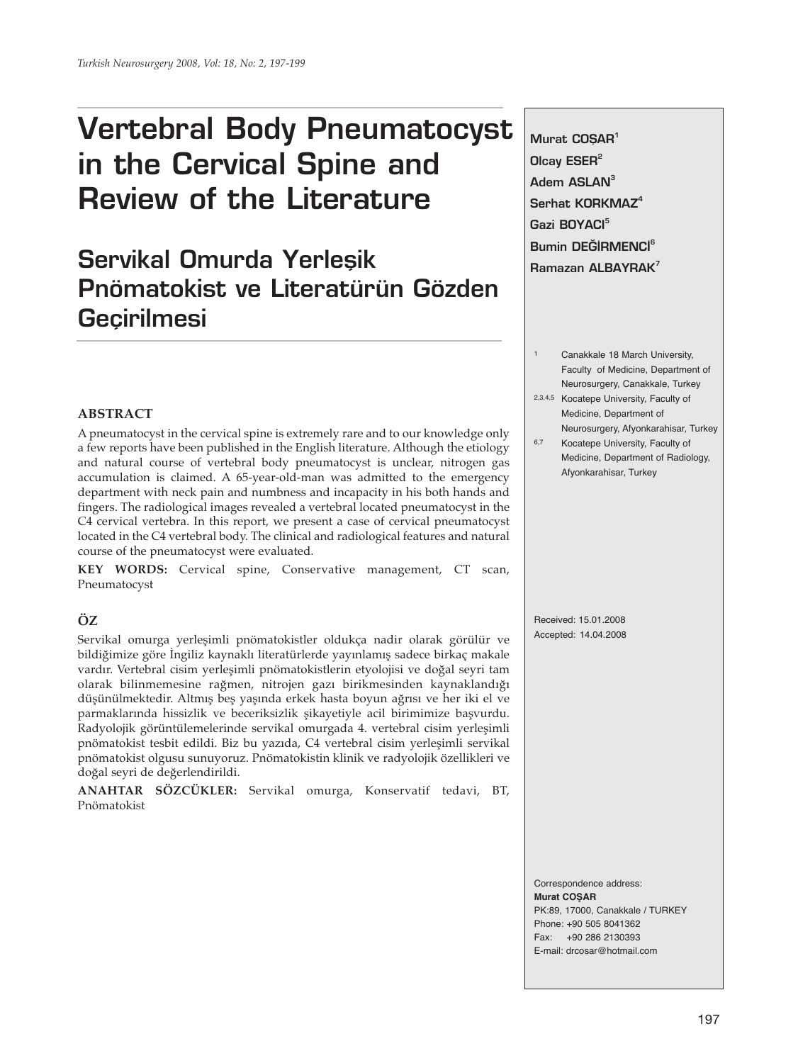# Vertebral Body Pneumatocyst in the Cervical Spine and Review of the Literature

# Servikal Omurda Yerleşik Pnömatokist ve Literatürün Gözden Geçirilmesi

**Murat COŞAR**[1]
**Olcay ESER**[2]
**Adem ASLAN**[3]
**Serhat KORKMAZ**[4]
**Gazi BOYACI**[5]
**Bumin DEĞİRMENCİ**[6]
**Ramazan ALBAYRAK**[7]

[1] Canakkale 18 March University, Faculty of Medicine, Department of Neurosurgery, Canakkale, Turkey

[2,3,4,5] Kocatepe University, Faculty of Medicine, Department of Neurosurgery, Afyonkarahisar, Turkey

[6,7] Kocatepe University, Faculty of Medicine, Department of Radiology, Afyonkarahisar, Turkey

## ABSTRACT

A pneumatocyst in the cervical spine is extremely rare and to our knowledge only a few reports have been published in the English literature. Although the etiology and natural course of vertebral body pneumatocyst is unclear, nitrogen gas accumulation is claimed. A 65-year-old-man was admitted to the emergency department with neck pain and numbness and incapacity in his both hands and fingers. The radiological images revealed a vertebral located pneumatocyst in the C4 cervical vertebra. In this report, we present a case of cervical pneumatocyst located in the C4 vertebral body. The clinical and radiological features and natural course of the pneumatocyst were evaluated.

**KEY WORDS:** Cervical spine, Conservative management, CT scan, Pneumatocyst

## ÖZ

Servikal omurga yerleşimli pnömatokistler oldukça nadir olarak görülür ve bildiğimize göre İngiliz kaynaklı literatürlerde yayınlamış sadece birkaç makale vardır. Vertebral cisim yerleşimli pnömatokistlerin etyolojisi ve doğal seyri tam olarak bilinmemesine rağmen, nitrojen gazı birikmesinden kaynaklandığı düşünülmektedir. Altmış beş yaşında erkek hasta boyun ağrısı ve her iki el ve parmaklarında hissizlik ve beceriksizlik şikayetiyle acil birimimize başvurdu. Radyolojik görüntülemelerinde servikal omurgada 4. vertebral cisim yerleşimli pnömatokist tesbit edildi. Biz bu yazıda, C4 vertebral cisim yerleşimli servikal pnömatokist olgusu sunuyoruz. Pnömatokistin klinik ve radyolojik özellikleri ve doğal seyri de değerlendirildi.

**ANAHTAR SÖZCÜKLER:** Servikal omurga, Konservatif tedavi, BT, Pnömatokist

Received: 15.01.2008
Accepted: 14.04.2008

Correspondence address:
**Murat COŞAR**
PK:89, 17000, Canakkale / TURKEY
Phone: +90 505 8041362
Fax: +90 286 2130393
E-mail: drcosar@hotmail.com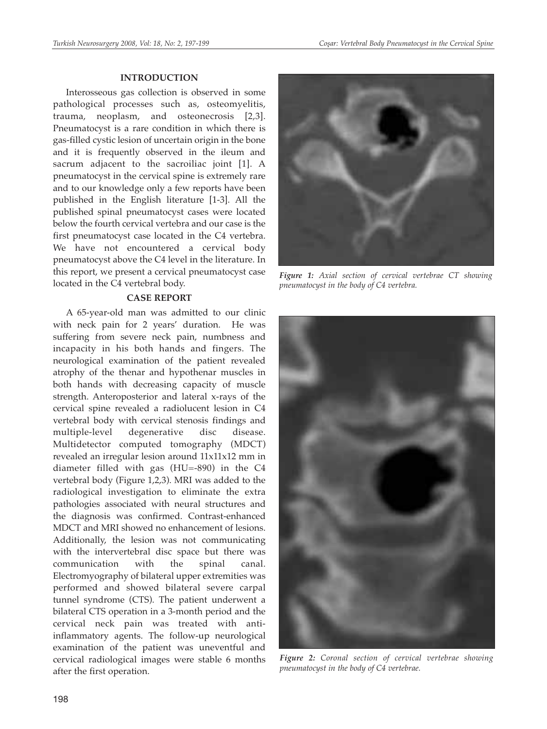## INTRODUCTION

Interosseous gas collection is observed in some pathological processes such as, osteomyelitis, trauma, neoplasm, and osteonecrosis [2,3]. Pneumatocyst is a rare condition in which there is gas-filled cystic lesion of uncertain origin in the bone and it is frequently observed in the ileum and sacrum adjacent to the sacroiliac joint [1]. A pneumatocyst in the cervical spine is extremely rare and to our knowledge only a few reports have been published in the English literature [1-3]. All the published spinal pneumatocyst cases were located below the fourth cervical vertebra and our case is the first pneumatocyst case located in the C4 vertebra. We have not encountered a cervical body pneumatocyst above the C4 level in the literature. In this report, we present a cervical pneumatocyst case located in the C4 vertebral body.

## CASE REPORT

A 65-year-old man was admitted to our clinic with neck pain for 2 years' duration. He was suffering from severe neck pain, numbness and incapacity in his both hands and fingers. The neurological examination of the patient revealed atrophy of the thenar and hypothenar muscles in both hands with decreasing capacity of muscle strength. Anteroposterior and lateral x-rays of the cervical spine revealed a radiolucent lesion in C4 vertebral body with cervical stenosis findings and multiple-level degenerative disc disease. Multidetector computed tomography (MDCT) revealed an irregular lesion around 11x11x12 mm in diameter filled with gas (HU=-890) in the C4 vertebral body (Figure 1,2,3). MRI was added to the radiological investigation to eliminate the extra pathologies associated with neural structures and the diagnosis was confirmed. Contrast-enhanced MDCT and MRI showed no enhancement of lesions. Additionally, the lesion was not communicating with the intervertebral disc space but there was communication with the spinal canal. Electromyography of bilateral upper extremities was performed and showed bilateral severe carpal tunnel syndrome (CTS). The patient underwent a bilateral CTS operation in a 3-month period and the cervical neck pain was treated with anti-inflammatory agents. The follow-up neurological examination of the patient was uneventful and cervical radiological images were stable 6 months after the first operation.

*Figure 1: Axial section of cervical vertebrae CT showing pneumatocyst in the body of C4 vertebra.*

*Figure 2: Coronal section of cervical vertebrae showing pneumatocyst in the body of C4 vertebrae.*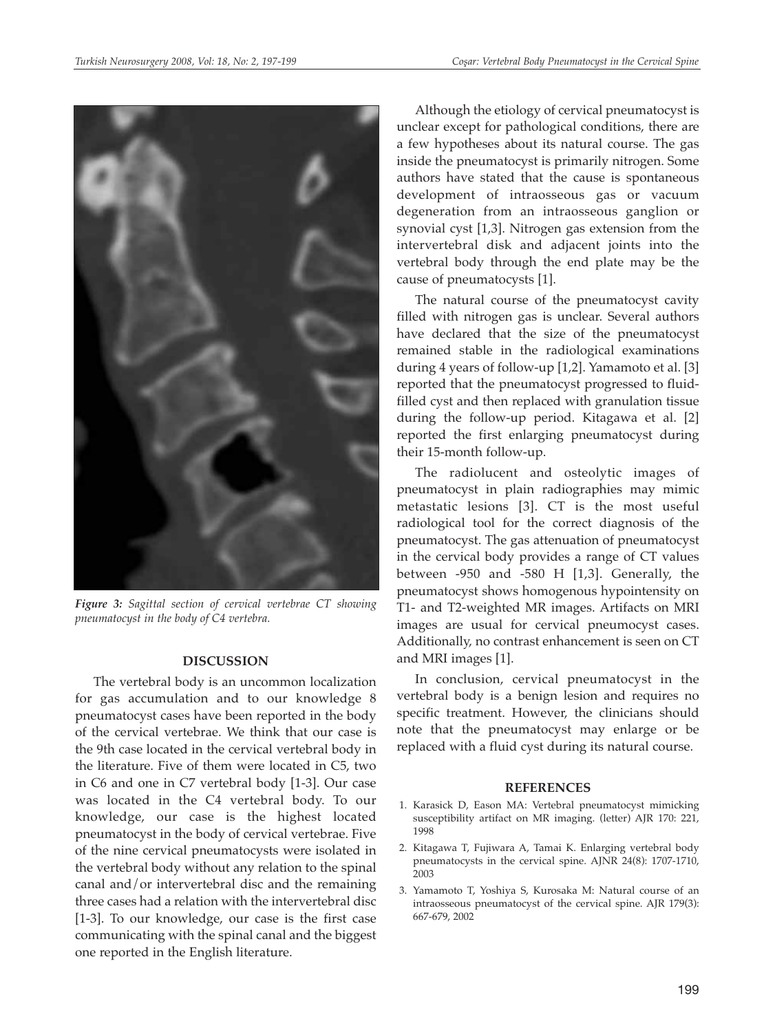*Figure 3: Sagittal section of cervical vertebrae CT showing pneumatocyst in the body of C4 vertebra.*

## DISCUSSION

The vertebral body is an uncommon localization for gas accumulation and to our knowledge 8 pneumatocyst cases have been reported in the body of the cervical vertebrae. We think that our case is the 9th case located in the cervical vertebral body in the literature. Five of them were located in C5, two in C6 and one in C7 vertebral body [1-3]. Our case was located in the C4 vertebral body. To our knowledge, our case is the highest located pneumatocyst in the body of cervical vertebrae. Five of the nine cervical pneumatocysts were isolated in the vertebral body without any relation to the spinal canal and/or intervertebral disc and the remaining three cases had a relation with the intervertebral disc [1-3]. To our knowledge, our case is the first case communicating with the spinal canal and the biggest one reported in the English literature.

Although the etiology of cervical pneumatocyst is unclear except for pathological conditions, there are a few hypotheses about its natural course. The gas inside the pneumatocyst is primarily nitrogen. Some authors have stated that the cause is spontaneous development of intraosseous gas or vacuum degeneration from an intraosseous ganglion or synovial cyst [1,3]. Nitrogen gas extension from the intervertebral disk and adjacent joints into the vertebral body through the end plate may be the cause of pneumatocysts [1].

The natural course of the pneumatocyst cavity filled with nitrogen gas is unclear. Several authors have declared that the size of the pneumatocyst remained stable in the radiological examinations during 4 years of follow-up [1,2]. Yamamoto et al. [3] reported that the pneumatocyst progressed to fluid-filled cyst and then replaced with granulation tissue during the follow-up period. Kitagawa et al. [2] reported the first enlarging pneumatocyst during their 15-month follow-up.

The radiolucent and osteolytic images of pneumatocyst in plain radiographies may mimic metastatic lesions [3]. CT is the most useful radiological tool for the correct diagnosis of the pneumatocyst. The gas attenuation of pneumatocyst in the cervical body provides a range of CT values between -950 and -580 H [1,3]. Generally, the pneumatocyst shows homogenous hypointensity on T1- and T2-weighted MR images. Artifacts on MRI images are usual for cervical pneumocyst cases. Additionally, no contrast enhancement is seen on CT and MRI images [1].

In conclusion, cervical pneumatocyst in the vertebral body is a benign lesion and requires no specific treatment. However, the clinicians should note that the pneumatocyst may enlarge or be replaced with a fluid cyst during its natural course.

## REFERENCES

1. Karasick D, Eason MA: Vertebral pneumatocyst mimicking susceptibility artifact on MR imaging. (letter) AJR 170: 221, 1998
2. Kitagawa T, Fujiwara A, Tamai K. Enlarging vertebral body pneumatocysts in the cervical spine. AJNR 24(8): 1707-1710, 2003
3. Yamamoto T, Yoshiya S, Kurosaka M: Natural course of an intraosseous pneumatocyst of the cervical spine. AJR 179(3): 667-679, 2002